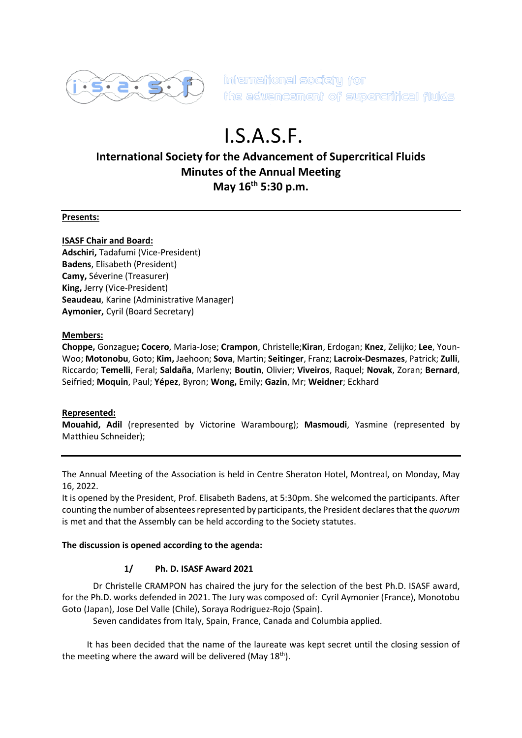international society for the advancement of supercritical fluids

# I.S.A.S.F.

## International Society for the Advancement of Supercritical Fluids
## Minutes of the Annual Meeting
## May 16th 5:30 p.m.

**Presents:**

**ISASF Chair and Board:**
**Adschiri,** Tadafumi (Vice-President)
**Badens**, Elisabeth (President)
**Camy,** Séverine (Treasurer)
**King,** Jerry (Vice-President)
**Seaudeau**, Karine (Administrative Manager)
**Aymonier,** Cyril (Board Secretary)

**Members:**
**Choppe,** Gonzague**; Cocero**, Maria-Jose; **Crampon**, Christelle;**Kiran**, Erdogan; **Knez**, Zelijko; **Lee**, Youn-Woo; **Motonobu**, Goto; **Kim,** Jaehoon; **Sova**, Martin; **Seitinger**, Franz; **Lacroix-Desmazes**, Patrick; **Zulli**, Riccardo; **Temelli**, Feral; **Saldaña**, Marleny; **Boutin**, Olivier; **Viveiros**, Raquel; **Novak**, Zoran; **Bernard**, Seifried; **Moquin**, Paul; **Yépez**, Byron; **Wong,** Emily; **Gazin**, Mr; **Weidner**; Eckhard

**Represented:**
**Mouahid, Adil** (represented by Victorine Warambourg); **Masmoudi**, Yasmine (represented by Matthieu Schneider);

---

The Annual Meeting of the Association is held in Centre Sheraton Hotel, Montreal, on Monday, May 16, 2022.
It is opened by the President, Prof. Elisabeth Badens, at 5:30pm. She welcomed the participants. After counting the number of absentees represented by participants, the President declares that the *quorum* is met and that the Assembly can be held according to the Society statutes.

**The discussion is opened according to the agenda:**

### 1/ Ph. D. ISASF Award 2021

Dr Christelle CRAMPON has chaired the jury for the selection of the best Ph.D. ISASF award, for the Ph.D. works defended in 2021. The Jury was composed of: Cyril Aymonier (France), Monotobu Goto (Japan), Jose Del Valle (Chile), Soraya Rodriguez-Rojo (Spain).

Seven candidates from Italy, Spain, France, Canada and Columbia applied.

It has been decided that the name of the laureate was kept secret until the closing session of the meeting where the award will be delivered (May 18th).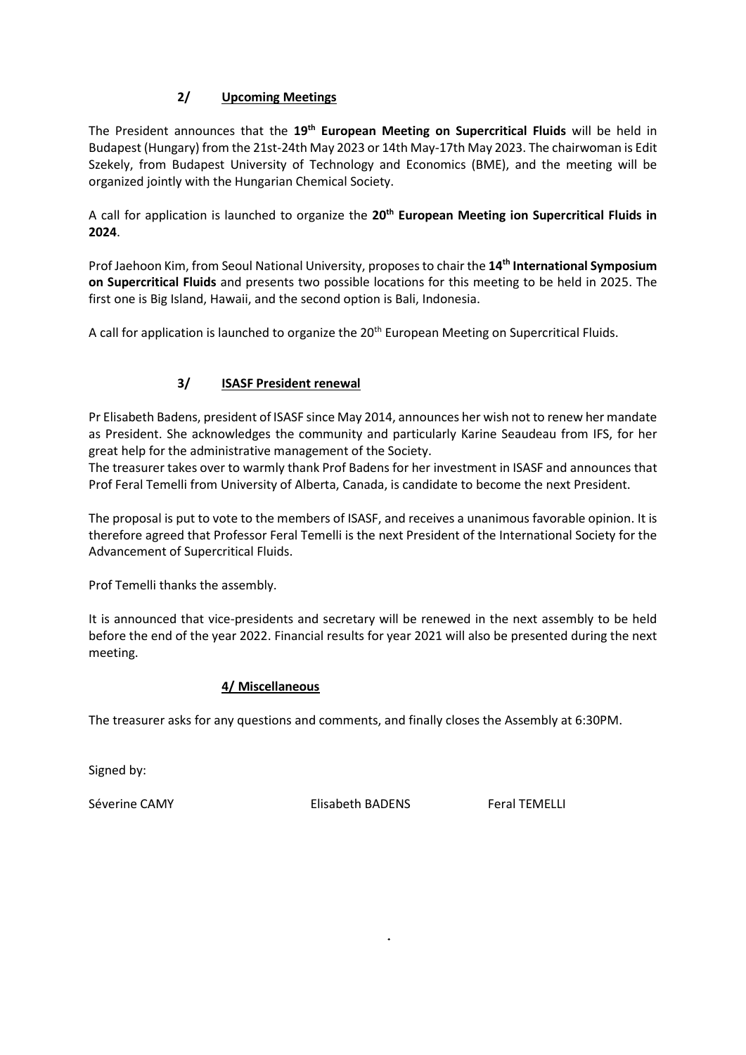## 2/ Upcoming Meetings

The President announces that the **19th European Meeting on Supercritical Fluids** will be held in Budapest (Hungary) from the 21st-24th May 2023 or 14th May-17th May 2023. The chairwoman is Edit Szekely, from Budapest University of Technology and Economics (BME), and the meeting will be organized jointly with the Hungarian Chemical Society.

A call for application is launched to organize the **20th European Meeting ion Supercritical Fluids in 2024**.

Prof Jaehoon Kim, from Seoul National University, proposes to chair the **14th International Symposium on Supercritical Fluids** and presents two possible locations for this meeting to be held in 2025. The first one is Big Island, Hawaii, and the second option is Bali, Indonesia.

A call for application is launched to organize the 20th European Meeting on Supercritical Fluids.

## 3/ ISASF President renewal

Pr Elisabeth Badens, president of ISASF since May 2014, announces her wish not to renew her mandate as President. She acknowledges the community and particularly Karine Seaudeau from IFS, for her great help for the administrative management of the Society.
The treasurer takes over to warmly thank Prof Badens for her investment in ISASF and announces that Prof Feral Temelli from University of Alberta, Canada, is candidate to become the next President.

The proposal is put to vote to the members of ISASF, and receives a unanimous favorable opinion. It is therefore agreed that Professor Feral Temelli is the next President of the International Society for the Advancement of Supercritical Fluids.

Prof Temelli thanks the assembly.

It is announced that vice-presidents and secretary will be renewed in the next assembly to be held before the end of the year 2022. Financial results for year 2021 will also be presented during the next meeting.

## 4/ Miscellaneous

The treasurer asks for any questions and comments, and finally closes the Assembly at 6:30PM.

Signed by:

Séverine CAMY Elisabeth BADENS Feral TEMELLI